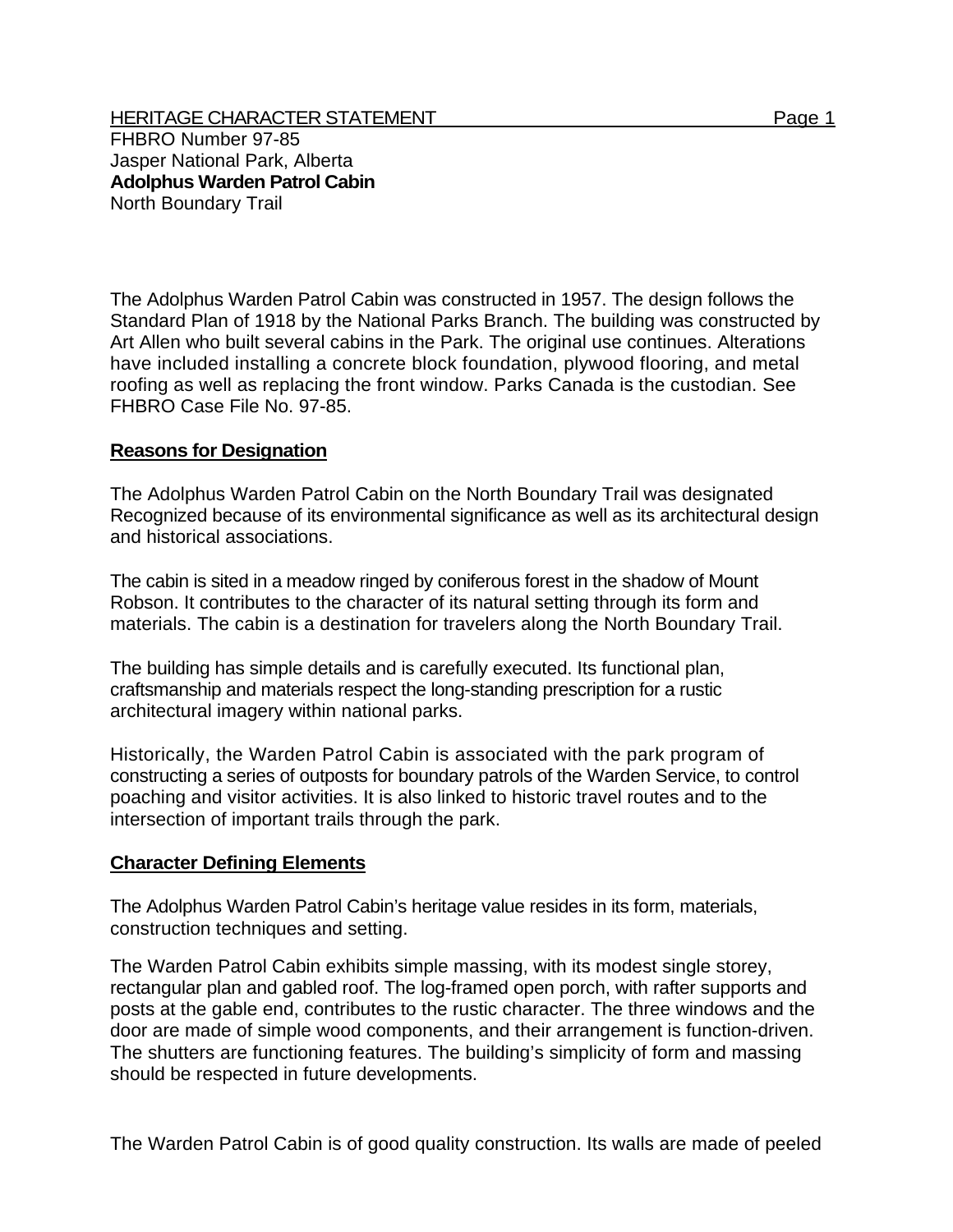HERITAGE CHARACTER STATEMENT

FHBRO Number 97-85
Jasper National Park, Alberta
**Adolphus Warden Patrol Cabin**
North Boundary Trail

The Adolphus Warden Patrol Cabin was constructed in 1957. The design follows the Standard Plan of 1918 by the National Parks Branch. The building was constructed by Art Allen who built several cabins in the Park. The original use continues. Alterations have included installing a concrete block foundation, plywood flooring, and metal roofing as well as replacing the front window. Parks Canada is the custodian. See FHBRO Case File No. 97-85.

## Reasons for Designation

The Adolphus Warden Patrol Cabin on the North Boundary Trail was designated Recognized because of its environmental significance as well as its architectural design and historical associations.

The cabin is sited in a meadow ringed by coniferous forest in the shadow of Mount Robson. It contributes to the character of its natural setting through its form and materials. The cabin is a destination for travelers along the North Boundary Trail.

The building has simple details and is carefully executed. Its functional plan, craftsmanship and materials respect the long-standing prescription for a rustic architectural imagery within national parks.

Historically, the Warden Patrol Cabin is associated with the park program of constructing a series of outposts for boundary patrols of the Warden Service, to control poaching and visitor activities. It is also linked to historic travel routes and to the intersection of important trails through the park.

## Character Defining Elements

The Adolphus Warden Patrol Cabin's heritage value resides in its form, materials, construction techniques and setting.

The Warden Patrol Cabin exhibits simple massing, with its modest single storey, rectangular plan and gabled roof. The log-framed open porch, with rafter supports and posts at the gable end, contributes to the rustic character. The three windows and the door are made of simple wood components, and their arrangement is function-driven. The shutters are functioning features. The building's simplicity of form and massing should be respected in future developments.

The Warden Patrol Cabin is of good quality construction. Its walls are made of peeled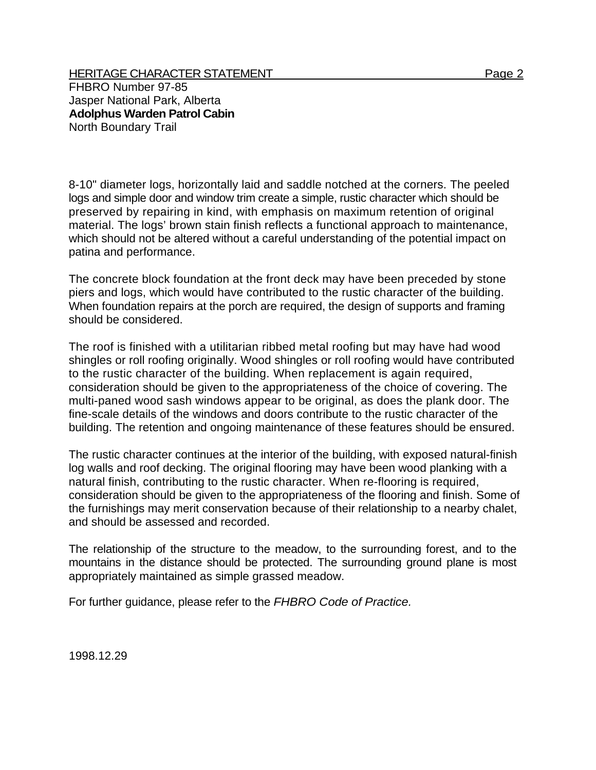8-10" diameter logs, horizontally laid and saddle notched at the corners. The peeled logs and simple door and window trim create a simple, rustic character which should be preserved by repairing in kind, with emphasis on maximum retention of original material. The logs' brown stain finish reflects a functional approach to maintenance, which should not be altered without a careful understanding of the potential impact on patina and performance.

The concrete block foundation at the front deck may have been preceded by stone piers and logs, which would have contributed to the rustic character of the building. When foundation repairs at the porch are required, the design of supports and framing should be considered.

The roof is finished with a utilitarian ribbed metal roofing but may have had wood shingles or roll roofing originally. Wood shingles or roll roofing would have contributed to the rustic character of the building. When replacement is again required, consideration should be given to the appropriateness of the choice of covering. The multi-paned wood sash windows appear to be original, as does the plank door. The fine-scale details of the windows and doors contribute to the rustic character of the building. The retention and ongoing maintenance of these features should be ensured.

The rustic character continues at the interior of the building, with exposed natural-finish log walls and roof decking. The original flooring may have been wood planking with a natural finish, contributing to the rustic character. When re-flooring is required, consideration should be given to the appropriateness of the flooring and finish. Some of the furnishings may merit conservation because of their relationship to a nearby chalet, and should be assessed and recorded.

The relationship of the structure to the meadow, to the surrounding forest, and to the mountains in the distance should be protected. The surrounding ground plane is most appropriately maintained as simple grassed meadow.

For further guidance, please refer to the *FHBRO Code of Practice.*

1998.12.29